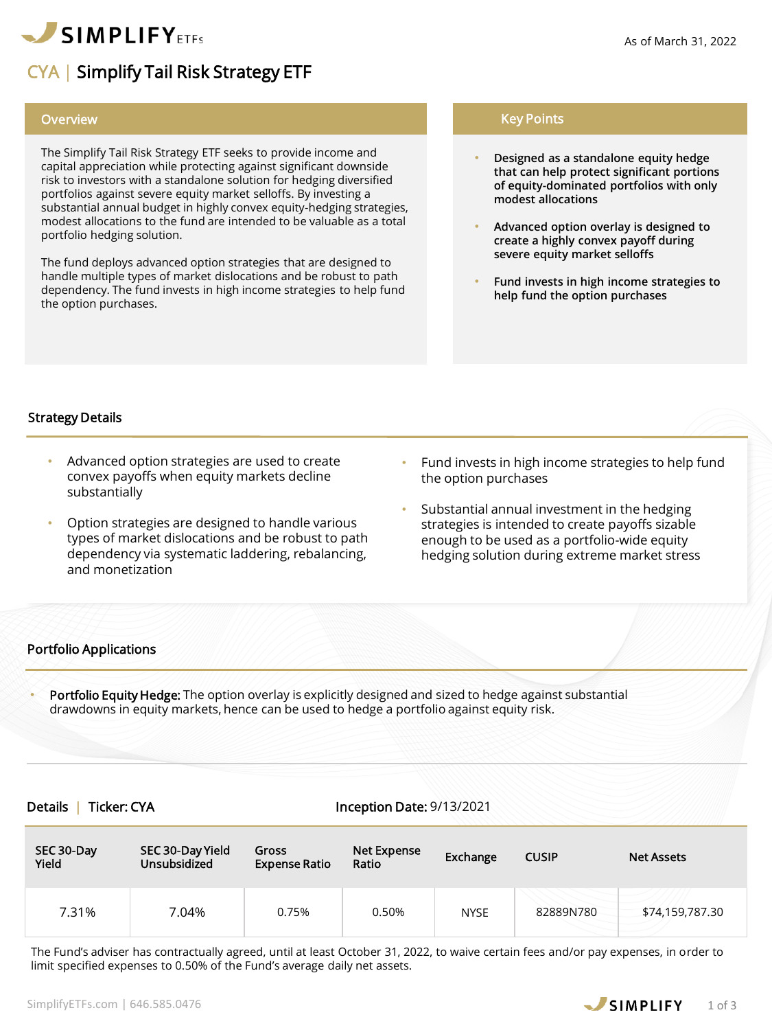As of March 31, 2022

# CYA | Simplify Tail Risk Strategy ETF

## Overview

The Simplify Tail Risk Strategy ETF seeks to provide income and capital appreciation while protecting against significant downside risk to investors with a standalone solution for hedging diversified portfolios against severe equity market selloffs. By investing a substantial annual budget in highly convex equity-hedging strategies, modest allocations to the fund are intended to be valuable as a total portfolio hedging solution.

The fund deploys advanced option strategies that are designed to handle multiple types of market dislocations and be robust to path dependency. The fund invests in high income strategies to help fund the option purchases.

## Key Points

- **Designed as a standalone equity hedge that can help protect significant portions of equity-dominated portfolios with only modest allocations**
- **Advanced option overlay is designed to create a highly convex payoff during severe equity market selloffs**
- **Fund invests in high income strategies to help fund the option purchases**

## Strategy Details

- Advanced option strategies are used to create convex payoffs when equity markets decline substantially
- Option strategies are designed to handle various types of market dislocations and be robust to path dependency via systematic laddering, rebalancing, and monetization
- Fund invests in high income strategies to help fund the option purchases
- Substantial annual investment in the hedging strategies is intended to create payoffs sizable enough to be used as a portfolio-wide equity hedging solution during extreme market stress

## Portfolio Applications

- **Portfolio Equity Hedge:** The option overlay is explicitly designed and sized to hedge against substantial drawdowns in equity markets, hence can be used to hedge a portfolio against equity risk.

## Details | Ticker: CYA

**Inception Date:** 9/13/2021

| SEC 30-Day Yield | SEC 30-Day Yield Unsubsidized | Gross Expense Ratio | Net Expense Ratio | Exchange | CUSIP | Net Assets |
|---|---|---|---|---|---|---|
| 7.31% | 7.04% | 0.75% | 0.50% | NYSE | 82889N780 | $74,159,787.30 |

The Fund's adviser has contractually agreed, until at least October 31, 2022, to waive certain fees and/or pay expenses, in order to limit specified expenses to 0.50% of the Fund's average daily net assets.

SimplifyETFs.com | 646.585.0476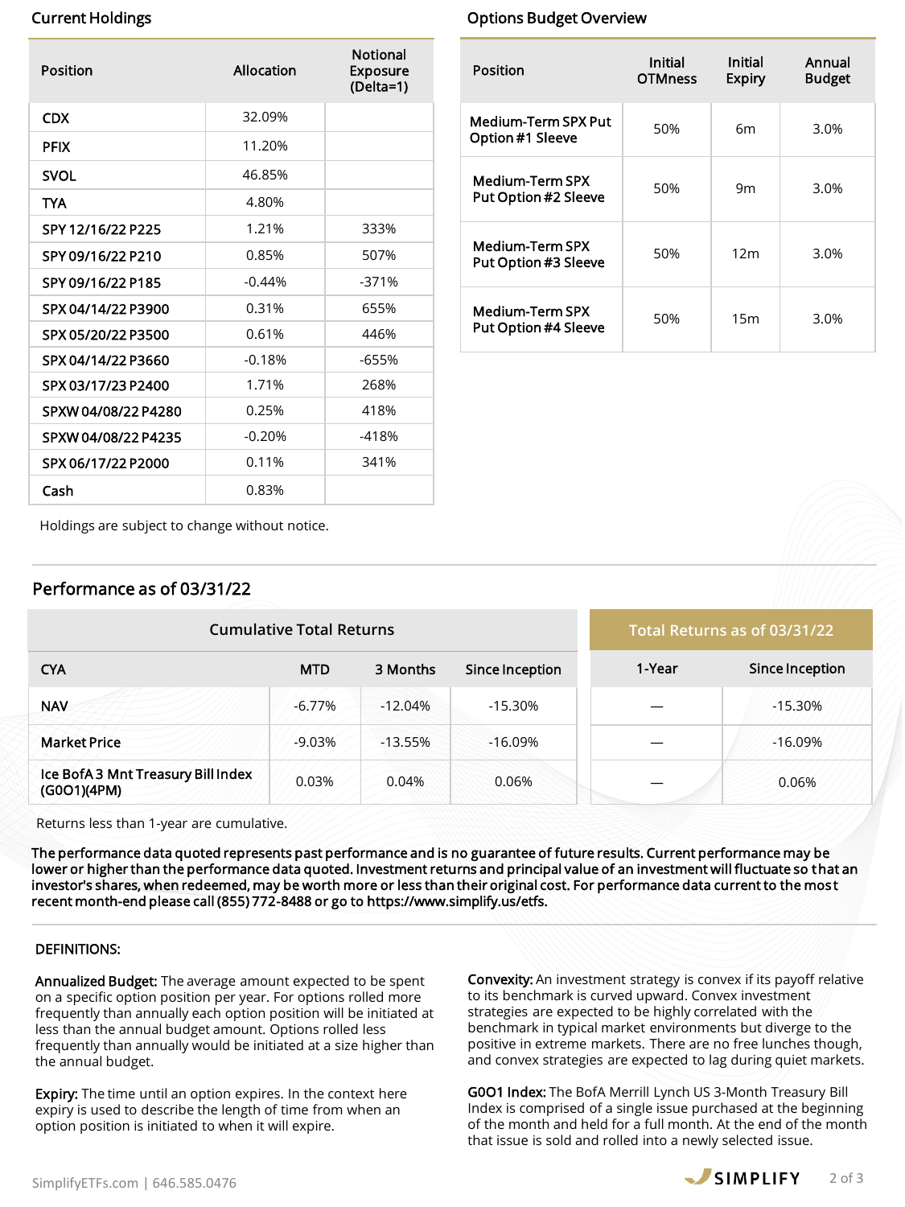## Current Holdings

| Position | Allocation | Notional Exposure (Delta=1) |
|---|---|---|
| CDX | 32.09% | |
| PFIX | 11.20% | |
| SVOL | 46.85% | |
| TYA | 4.80% | |
| SPY 12/16/22 P225 | 1.21% | 333% |
| SPY 09/16/22 P210 | 0.85% | 507% |
| SPY 09/16/22 P185 | -0.44% | -371% |
| SPX 04/14/22 P3900 | 0.31% | 655% |
| SPX 05/20/22 P3500 | 0.61% | 446% |
| SPX 04/14/22 P3660 | -0.18% | -655% |
| SPX 03/17/23 P2400 | 1.71% | 268% |
| SPXW 04/08/22 P4280 | 0.25% | 418% |
| SPXW 04/08/22 P4235 | -0.20% | -418% |
| SPX 06/17/22 P2000 | 0.11% | 341% |
| Cash | 0.83% | |

Holdings are subject to change without notice.

## Options Budget Overview

| Position | Initial OTMness | Initial Expiry | Annual Budget |
|---|---|---|---|
| Medium-Term SPX Put Option #1 Sleeve | 50% | 6m | 3.0% |
| Medium-Term SPX Put Option #2 Sleeve | 50% | 9m | 3.0% |
| Medium-Term SPX Put Option #3 Sleeve | 50% | 12m | 3.0% |
| Medium-Term SPX Put Option #4 Sleeve | 50% | 15m | 3.0% |

## Performance as of 03/31/22

| CYA | Cumulative Total Returns: MTD | Cumulative Total Returns: 3 Months | Cumulative Total Returns: Since Inception | Total Returns as of 03/31/22: 1-Year | Total Returns as of 03/31/22: Since Inception |
|---|---|---|---|---|---|
| NAV | -6.77% | -12.04% | -15.30% | — | -15.30% |
| Market Price | -9.03% | -13.55% | -16.09% | — | -16.09% |
| Ice BofA 3 Mnt Treasury Bill Index (G0O1)(4PM) | 0.03% | 0.04% | 0.06% | — | 0.06% |

Returns less than 1-year are cumulative.

**The performance data quoted represents past performance and is no guarantee of future results. Current performance may be lower or higher than the performance data quoted. Investment returns and principal value of an investment will fluctuate so that an investor's shares, when redeemed, may be worth more or less than their original cost. For performance data current to the most recent month-end please call (855) 772-8488 or go to https://www.simplify.us/etfs.**

DEFINITIONS:

**Annualized Budget:** The average amount expected to be spent on a specific option position per year. For options rolled more frequently than annually each option position will be initiated at less than the annual budget amount. Options rolled less frequently than annually would be initiated at a size higher than the annual budget.

**Expiry:** The time until an option expires. In the context here expiry is used to describe the length of time from when an option position is initiated to when it will expire.

**Convexity:** An investment strategy is convex if its payoff relative to its benchmark is curved upward. Convex investment strategies are expected to be highly correlated with the benchmark in typical market environments but diverge to the positive in extreme markets. There are no free lunches though, and convex strategies are expected to lag during quiet markets.

**G0O1 Index:** The BofA Merrill Lynch US 3-Month Treasury Bill Index is comprised of a single issue purchased at the beginning of the month and held for a full month. At the end of the month that issue is sold and rolled into a newly selected issue.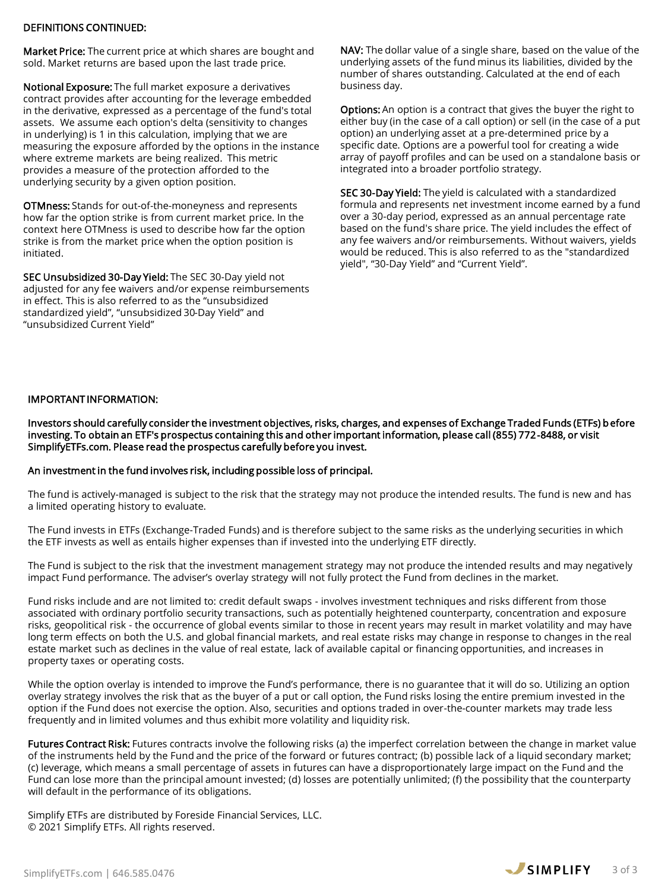DEFINITIONS CONTINUED:

**Market Price:** The current price at which shares are bought and sold. Market returns are based upon the last trade price.

**Notional Exposure:** The full market exposure a derivatives contract provides after accounting for the leverage embedded in the derivative, expressed as a percentage of the fund's total assets. We assume each option's delta (sensitivity to changes in underlying) is 1 in this calculation, implying that we are measuring the exposure afforded by the options in the instance where extreme markets are being realized. This metric provides a measure of the protection afforded to the underlying security by a given option position.

**OTMness:** Stands for out-of-the-moneyness and represents how far the option strike is from current market price. In the context here OTMness is used to describe how far the option strike is from the market price when the option position is initiated.

**SEC Unsubsidized 30-Day Yield:** The SEC 30-Day yield not adjusted for any fee waivers and/or expense reimbursements in effect. This is also referred to as the "unsubsidized standardized yield", "unsubsidized 30-Day Yield" and "unsubsidized Current Yield"

**NAV:** The dollar value of a single share, based on the value of the underlying assets of the fund minus its liabilities, divided by the number of shares outstanding. Calculated at the end of each business day.

**Options:** An option is a contract that gives the buyer the right to either buy (in the case of a call option) or sell (in the case of a put option) an underlying asset at a pre-determined price by a specific date. Options are a powerful tool for creating a wide array of payoff profiles and can be used on a standalone basis or integrated into a broader portfolio strategy.

**SEC 30-Day Yield:** The yield is calculated with a standardized formula and represents net investment income earned by a fund over a 30-day period, expressed as an annual percentage rate based on the fund's share price. The yield includes the effect of any fee waivers and/or reimbursements. Without waivers, yields would be reduced. This is also referred to as the "standardized yield", "30-Day Yield" and "Current Yield".

IMPORTANT INFORMATION:

**Investors should carefully consider the investment objectives, risks, charges, and expenses of Exchange Traded Funds (ETFs) before investing. To obtain an ETF's prospectus containing this and other important information, please call (855) 772-8488, or visit SimplifyETFs.com. Please read the prospectus carefully before you invest.**

**An investment in the fund involves risk, including possible loss of principal.**

The fund is actively-managed is subject to the risk that the strategy may not produce the intended results. The fund is new and has a limited operating history to evaluate.

The Fund invests in ETFs (Exchange-Traded Funds) and is therefore subject to the same risks as the underlying securities in which the ETF invests as well as entails higher expenses than if invested into the underlying ETF directly.

The Fund is subject to the risk that the investment management strategy may not produce the intended results and may negatively impact Fund performance. The adviser's overlay strategy will not fully protect the Fund from declines in the market.

Fund risks include and are not limited to: credit default swaps - involves investment techniques and risks different from those associated with ordinary portfolio security transactions, such as potentially heightened counterparty, concentration and exposure risks, geopolitical risk - the occurrence of global events similar to those in recent years may result in market volatility and may have long term effects on both the U.S. and global financial markets, and real estate risks may change in response to changes in the real estate market such as declines in the value of real estate, lack of available capital or financing opportunities, and increases in property taxes or operating costs.

While the option overlay is intended to improve the Fund's performance, there is no guarantee that it will do so. Utilizing an option overlay strategy involves the risk that as the buyer of a put or call option, the Fund risks losing the entire premium invested in the option if the Fund does not exercise the option. Also, securities and options traded in over-the-counter markets may trade less frequently and in limited volumes and thus exhibit more volatility and liquidity risk.

**Futures Contract Risk:** Futures contracts involve the following risks (a) the imperfect correlation between the change in market value of the instruments held by the Fund and the price of the forward or futures contract; (b) possible lack of a liquid secondary market; (c) leverage, which means a small percentage of assets in futures can have a disproportionately large impact on the Fund and the Fund can lose more than the principal amount invested; (d) losses are potentially unlimited; (f) the possibility that the counterparty will default in the performance of its obligations.

Simplify ETFs are distributed by Foreside Financial Services, LLC.
© 2021 Simplify ETFs. All rights reserved.